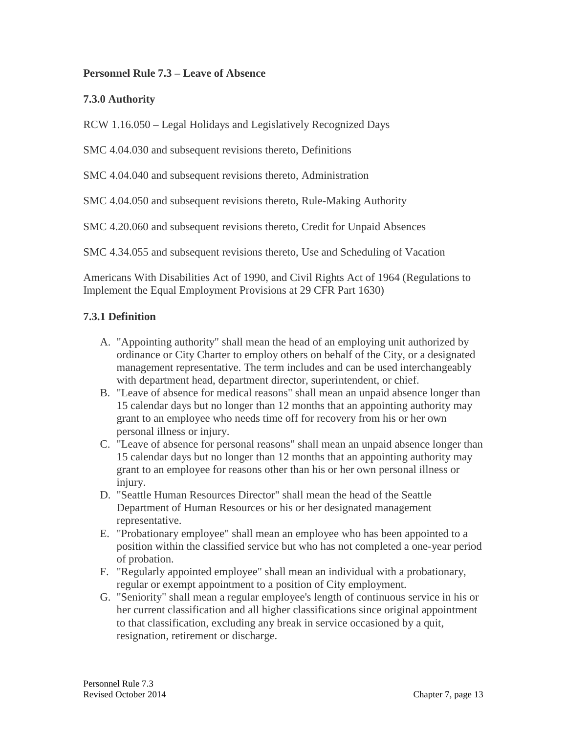# Personnel Rule 7.3 – Leave of Absence

## 7.3.0 Authority

RCW 1.16.050 – Legal Holidays and Legislatively Recognized Days

SMC 4.04.030 and subsequent revisions thereto, Definitions

SMC 4.04.040 and subsequent revisions thereto, Administration

SMC 4.04.050 and subsequent revisions thereto, Rule-Making Authority

SMC 4.20.060 and subsequent revisions thereto, Credit for Unpaid Absences

SMC 4.34.055 and subsequent revisions thereto, Use and Scheduling of Vacation

Americans With Disabilities Act of 1990, and Civil Rights Act of 1964 (Regulations to Implement the Equal Employment Provisions at 29 CFR Part 1630)

## 7.3.1 Definition

A. "Appointing authority" shall mean the head of an employing unit authorized by ordinance or City Charter to employ others on behalf of the City, or a designated management representative. The term includes and can be used interchangeably with department head, department director, superintendent, or chief.
B. "Leave of absence for medical reasons" shall mean an unpaid absence longer than 15 calendar days but no longer than 12 months that an appointing authority may grant to an employee who needs time off for recovery from his or her own personal illness or injury.
C. "Leave of absence for personal reasons" shall mean an unpaid absence longer than 15 calendar days but no longer than 12 months that an appointing authority may grant to an employee for reasons other than his or her own personal illness or injury.
D. "Seattle Human Resources Director" shall mean the head of the Seattle Department of Human Resources or his or her designated management representative.
E. "Probationary employee" shall mean an employee who has been appointed to a position within the classified service but who has not completed a one-year period of probation.
F. "Regularly appointed employee" shall mean an individual with a probationary, regular or exempt appointment to a position of City employment.
G. "Seniority" shall mean a regular employee's length of continuous service in his or her current classification and all higher classifications since original appointment to that classification, excluding any break in service occasioned by a quit, resignation, retirement or discharge.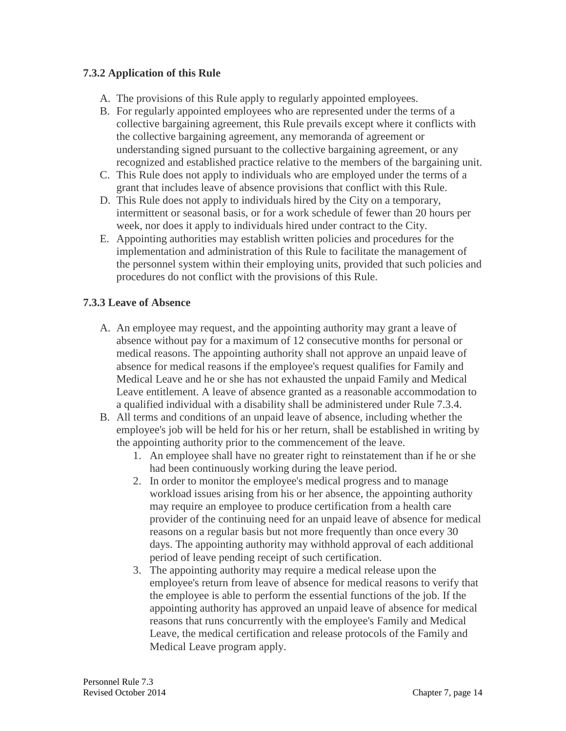### 7.3.2 Application of this Rule

A. The provisions of this Rule apply to regularly appointed employees.
B. For regularly appointed employees who are represented under the terms of a collective bargaining agreement, this Rule prevails except where it conflicts with the collective bargaining agreement, any memoranda of agreement or understanding signed pursuant to the collective bargaining agreement, or any recognized and established practice relative to the members of the bargaining unit.
C. This Rule does not apply to individuals who are employed under the terms of a grant that includes leave of absence provisions that conflict with this Rule.
D. This Rule does not apply to individuals hired by the City on a temporary, intermittent or seasonal basis, or for a work schedule of fewer than 20 hours per week, nor does it apply to individuals hired under contract to the City.
E. Appointing authorities may establish written policies and procedures for the implementation and administration of this Rule to facilitate the management of the personnel system within their employing units, provided that such policies and procedures do not conflict with the provisions of this Rule.

### 7.3.3 Leave of Absence

A. An employee may request, and the appointing authority may grant a leave of absence without pay for a maximum of 12 consecutive months for personal or medical reasons. The appointing authority shall not approve an unpaid leave of absence for medical reasons if the employee's request qualifies for Family and Medical Leave and he or she has not exhausted the unpaid Family and Medical Leave entitlement. A leave of absence granted as a reasonable accommodation to a qualified individual with a disability shall be administered under Rule 7.3.4.
B. All terms and conditions of an unpaid leave of absence, including whether the employee's job will be held for his or her return, shall be established in writing by the appointing authority prior to the commencement of the leave.
    1. An employee shall have no greater right to reinstatement than if he or she had been continuously working during the leave period.
    2. In order to monitor the employee's medical progress and to manage workload issues arising from his or her absence, the appointing authority may require an employee to produce certification from a health care provider of the continuing need for an unpaid leave of absence for medical reasons on a regular basis but not more frequently than once every 30 days. The appointing authority may withhold approval of each additional period of leave pending receipt of such certification.
    3. The appointing authority may require a medical release upon the employee's return from leave of absence for medical reasons to verify that the employee is able to perform the essential functions of the job. If the appointing authority has approved an unpaid leave of absence for medical reasons that runs concurrently with the employee's Family and Medical Leave, the medical certification and release protocols of the Family and Medical Leave program apply.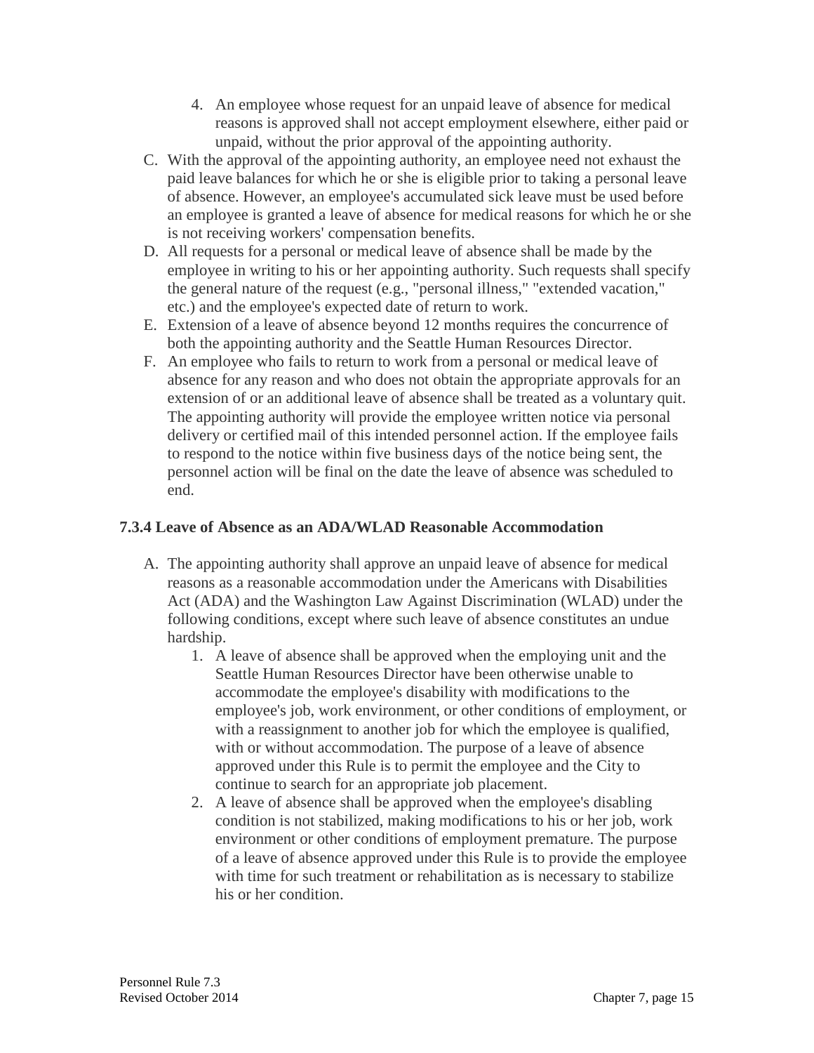4. An employee whose request for an unpaid leave of absence for medical reasons is approved shall not accept employment elsewhere, either paid or unpaid, without the prior approval of the appointing authority.

C. With the approval of the appointing authority, an employee need not exhaust the paid leave balances for which he or she is eligible prior to taking a personal leave of absence. However, an employee's accumulated sick leave must be used before an employee is granted a leave of absence for medical reasons for which he or she is not receiving workers' compensation benefits.

D. All requests for a personal or medical leave of absence shall be made by the employee in writing to his or her appointing authority. Such requests shall specify the general nature of the request (e.g., "personal illness," "extended vacation," etc.) and the employee's expected date of return to work.

E. Extension of a leave of absence beyond 12 months requires the concurrence of both the appointing authority and the Seattle Human Resources Director.

F. An employee who fails to return to work from a personal or medical leave of absence for any reason and who does not obtain the appropriate approvals for an extension of or an additional leave of absence shall be treated as a voluntary quit. The appointing authority will provide the employee written notice via personal delivery or certified mail of this intended personnel action. If the employee fails to respond to the notice within five business days of the notice being sent, the personnel action will be final on the date the leave of absence was scheduled to end.

### 7.3.4 Leave of Absence as an ADA/WLAD Reasonable Accommodation

A. The appointing authority shall approve an unpaid leave of absence for medical reasons as a reasonable accommodation under the Americans with Disabilities Act (ADA) and the Washington Law Against Discrimination (WLAD) under the following conditions, except where such leave of absence constitutes an undue hardship.

1. A leave of absence shall be approved when the employing unit and the Seattle Human Resources Director have been otherwise unable to accommodate the employee's disability with modifications to the employee's job, work environment, or other conditions of employment, or with a reassignment to another job for which the employee is qualified, with or without accommodation. The purpose of a leave of absence approved under this Rule is to permit the employee and the City to continue to search for an appropriate job placement.
2. A leave of absence shall be approved when the employee's disabling condition is not stabilized, making modifications to his or her job, work environment or other conditions of employment premature. The purpose of a leave of absence approved under this Rule is to provide the employee with time for such treatment or rehabilitation as is necessary to stabilize his or her condition.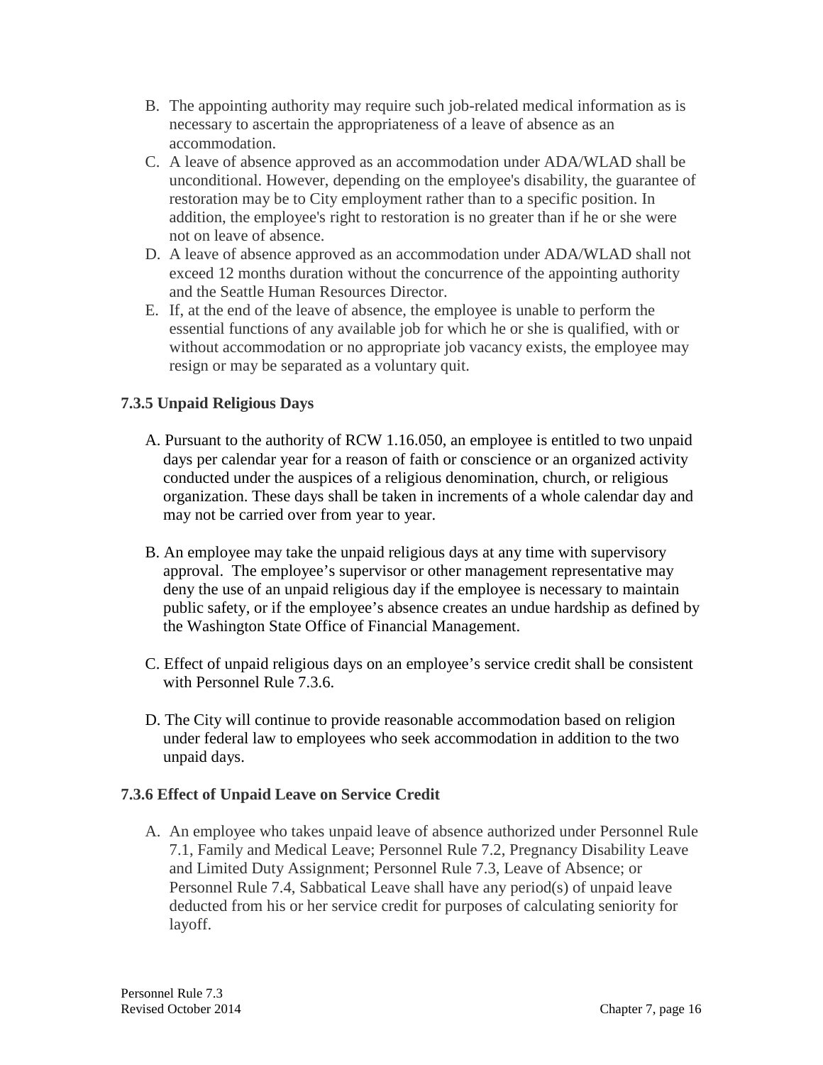B. The appointing authority may require such job-related medical information as is necessary to ascertain the appropriateness of a leave of absence as an accommodation.

C. A leave of absence approved as an accommodation under ADA/WLAD shall be unconditional. However, depending on the employee's disability, the guarantee of restoration may be to City employment rather than to a specific position. In addition, the employee's right to restoration is no greater than if he or she were not on leave of absence.

D. A leave of absence approved as an accommodation under ADA/WLAD shall not exceed 12 months duration without the concurrence of the appointing authority and the Seattle Human Resources Director.

E. If, at the end of the leave of absence, the employee is unable to perform the essential functions of any available job for which he or she is qualified, with or without accommodation or no appropriate job vacancy exists, the employee may resign or may be separated as a voluntary quit.

### 7.3.5 Unpaid Religious Days

A. Pursuant to the authority of RCW 1.16.050, an employee is entitled to two unpaid days per calendar year for a reason of faith or conscience or an organized activity conducted under the auspices of a religious denomination, church, or religious organization. These days shall be taken in increments of a whole calendar day and may not be carried over from year to year.

B. An employee may take the unpaid religious days at any time with supervisory approval. The employee's supervisor or other management representative may deny the use of an unpaid religious day if the employee is necessary to maintain public safety, or if the employee's absence creates an undue hardship as defined by the Washington State Office of Financial Management.

C. Effect of unpaid religious days on an employee's service credit shall be consistent with Personnel Rule 7.3.6.

D. The City will continue to provide reasonable accommodation based on religion under federal law to employees who seek accommodation in addition to the two unpaid days.

### 7.3.6 Effect of Unpaid Leave on Service Credit

A. An employee who takes unpaid leave of absence authorized under Personnel Rule 7.1, Family and Medical Leave; Personnel Rule 7.2, Pregnancy Disability Leave and Limited Duty Assignment; Personnel Rule 7.3, Leave of Absence; or Personnel Rule 7.4, Sabbatical Leave shall have any period(s) of unpaid leave deducted from his or her service credit for purposes of calculating seniority for layoff.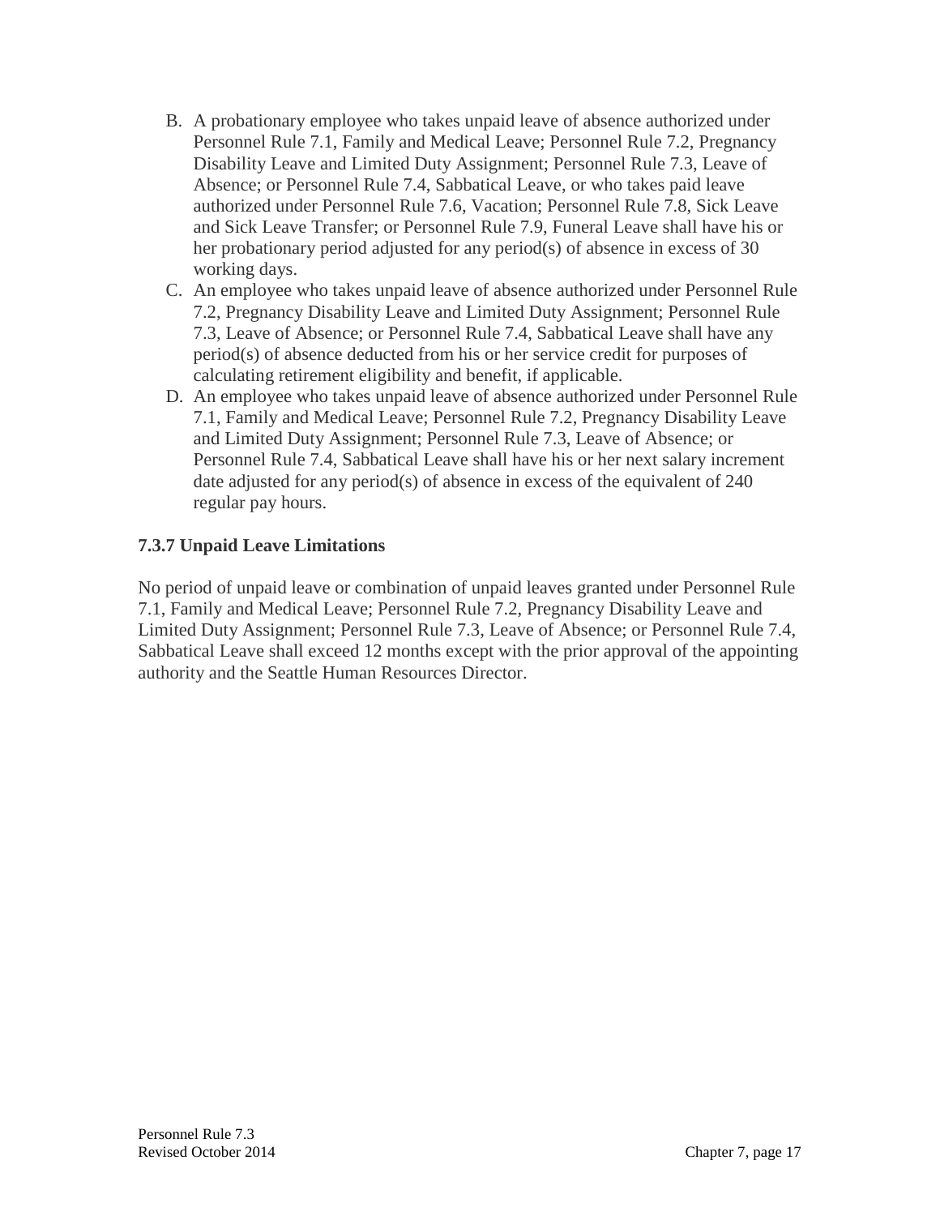B. A probationary employee who takes unpaid leave of absence authorized under Personnel Rule 7.1, Family and Medical Leave; Personnel Rule 7.2, Pregnancy Disability Leave and Limited Duty Assignment; Personnel Rule 7.3, Leave of Absence; or Personnel Rule 7.4, Sabbatical Leave, or who takes paid leave authorized under Personnel Rule 7.6, Vacation; Personnel Rule 7.8, Sick Leave and Sick Leave Transfer; or Personnel Rule 7.9, Funeral Leave shall have his or her probationary period adjusted for any period(s) of absence in excess of 30 working days.
C. An employee who takes unpaid leave of absence authorized under Personnel Rule 7.2, Pregnancy Disability Leave and Limited Duty Assignment; Personnel Rule 7.3, Leave of Absence; or Personnel Rule 7.4, Sabbatical Leave shall have any period(s) of absence deducted from his or her service credit for purposes of calculating retirement eligibility and benefit, if applicable.
D. An employee who takes unpaid leave of absence authorized under Personnel Rule 7.1, Family and Medical Leave; Personnel Rule 7.2, Pregnancy Disability Leave and Limited Duty Assignment; Personnel Rule 7.3, Leave of Absence; or Personnel Rule 7.4, Sabbatical Leave shall have his or her next salary increment date adjusted for any period(s) of absence in excess of the equivalent of 240 regular pay hours.

### 7.3.7 Unpaid Leave Limitations

No period of unpaid leave or combination of unpaid leaves granted under Personnel Rule 7.1, Family and Medical Leave; Personnel Rule 7.2, Pregnancy Disability Leave and Limited Duty Assignment; Personnel Rule 7.3, Leave of Absence; or Personnel Rule 7.4, Sabbatical Leave shall exceed 12 months except with the prior approval of the appointing authority and the Seattle Human Resources Director.